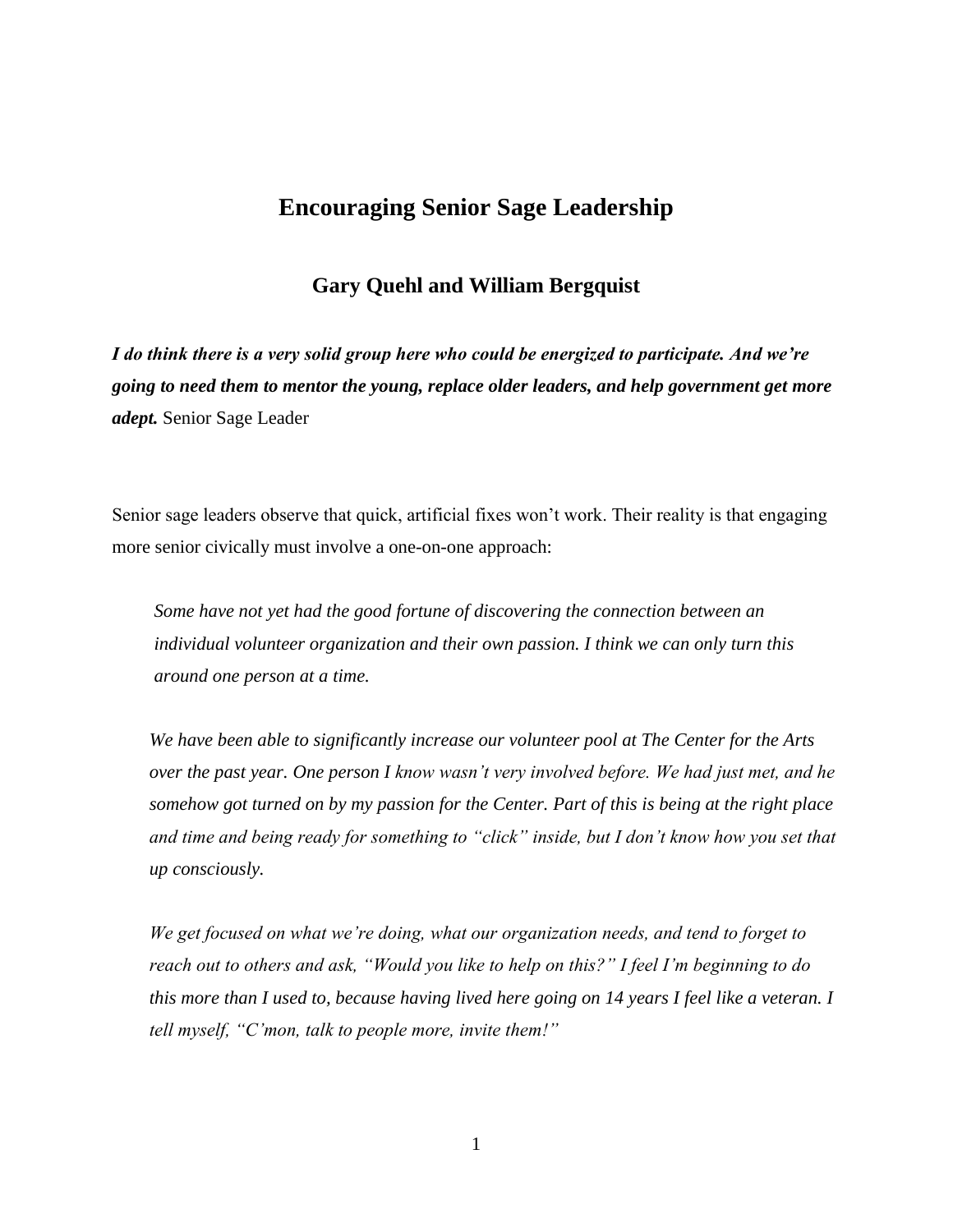# Encouraging Senior Sage Leadership

## Gary Quehl and William Bergquist

***I do think there is a very solid group here who could be energized to participate. And we're going to need them to mentor the young, replace older leaders, and help government get more adept.*** Senior Sage Leader

Senior sage leaders observe that quick, artificial fixes won't work. Their reality is that engaging more senior civically must involve a one-on-one approach:

> *Some have not yet had the good fortune of discovering the connection between an individual volunteer organization and their own passion. I think we can only turn this around one person at a time.*

> *We have been able to significantly increase our volunteer pool at The Center for the Arts over the past year. One person I know wasn't very involved before. We had just met, and he somehow got turned on by my passion for the Center. Part of this is being at the right place and time and being ready for something to "click" inside, but I don't know how you set that up consciously.*

> *We get focused on what we're doing, what our organization needs, and tend to forget to reach out to others and ask, "Would you like to help on this?" I feel I'm beginning to do this more than I used to, because having lived here going on 14 years I feel like a veteran. I tell myself, "C'mon, talk to people more, invite them!"*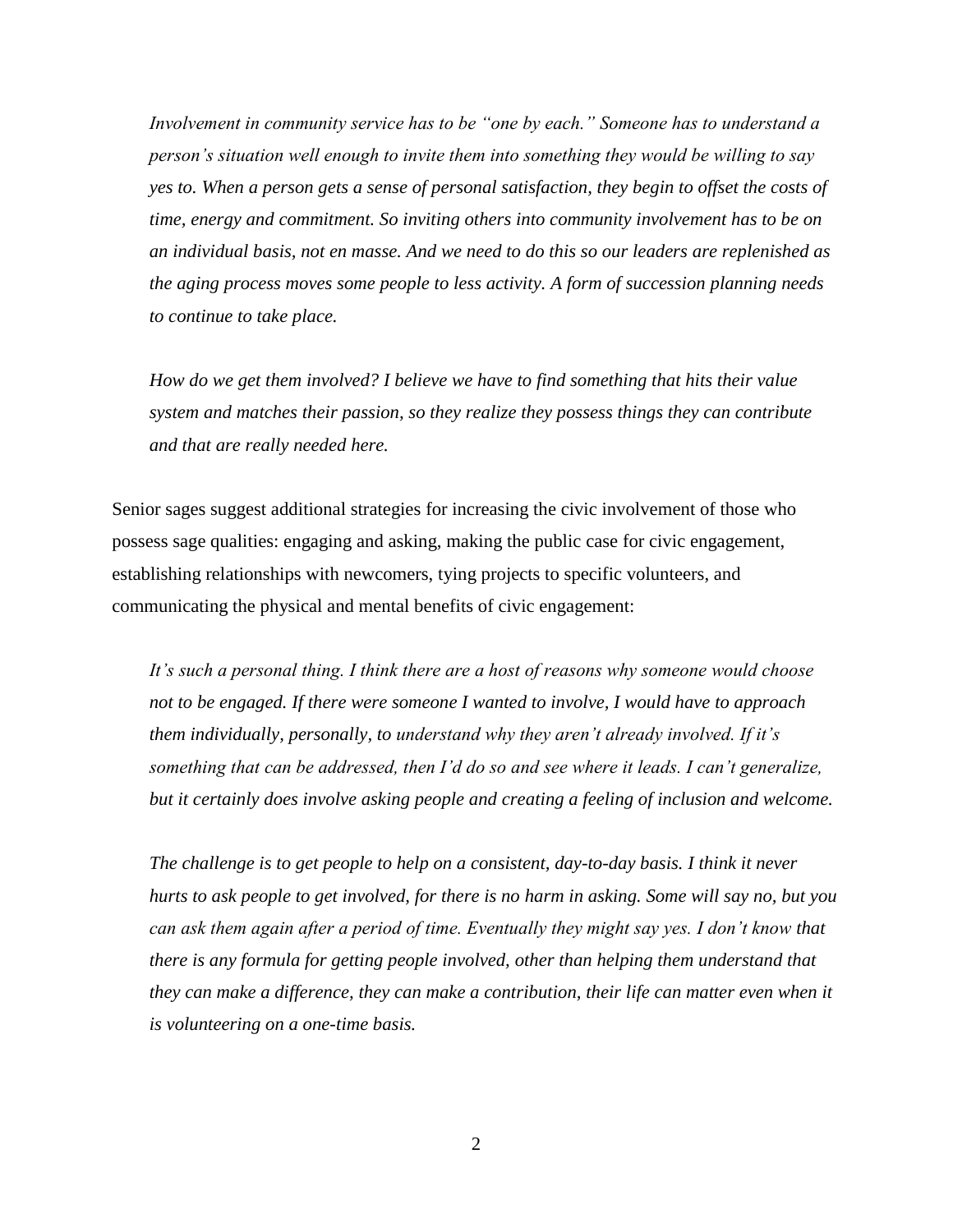*Involvement in community service has to be "one by each." Someone has to understand a person's situation well enough to invite them into something they would be willing to say yes to. When a person gets a sense of personal satisfaction, they begin to offset the costs of time, energy and commitment. So inviting others into community involvement has to be on an individual basis, not en masse. And we need to do this so our leaders are replenished as the aging process moves some people to less activity. A form of succession planning needs to continue to take place.*

*How do we get them involved? I believe we have to find something that hits their value system and matches their passion, so they realize they possess things they can contribute and that are really needed here.*

Senior sages suggest additional strategies for increasing the civic involvement of those who possess sage qualities: engaging and asking, making the public case for civic engagement, establishing relationships with newcomers, tying projects to specific volunteers, and communicating the physical and mental benefits of civic engagement:

*It's such a personal thing. I think there are a host of reasons why someone would choose not to be engaged. If there were someone I wanted to involve, I would have to approach them individually, personally, to understand why they aren't already involved. If it's something that can be addressed, then I'd do so and see where it leads. I can't generalize, but it certainly does involve asking people and creating a feeling of inclusion and welcome.*

*The challenge is to get people to help on a consistent, day-to-day basis. I think it never hurts to ask people to get involved, for there is no harm in asking. Some will say no, but you can ask them again after a period of time. Eventually they might say yes. I don't know that there is any formula for getting people involved, other than helping them understand that they can make a difference, they can make a contribution, their life can matter even when it is volunteering on a one-time basis.*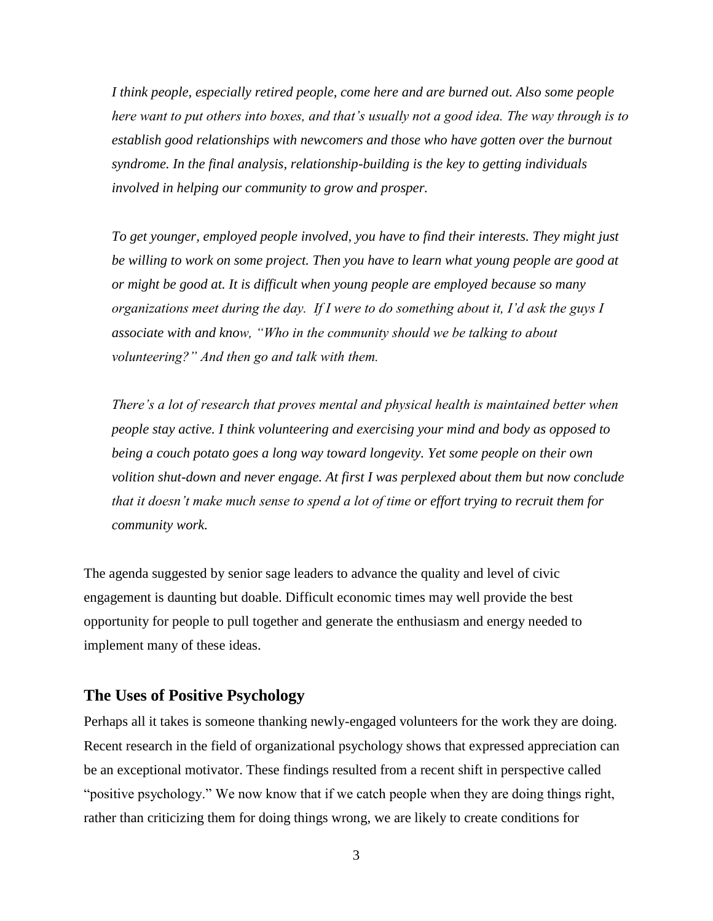*I think people, especially retired people, come here and are burned out. Also some people here want to put others into boxes, and that's usually not a good idea. The way through is to establish good relationships with newcomers and those who have gotten over the burnout syndrome. In the final analysis, relationship-building is the key to getting individuals involved in helping our community to grow and prosper.*

*To get younger, employed people involved, you have to find their interests. They might just be willing to work on some project. Then you have to learn what young people are good at or might be good at. It is difficult when young people are employed because so many organizations meet during the day. If I were to do something about it, I'd ask the guys I associate with and know, "Who in the community should we be talking to about volunteering?" And then go and talk with them.*

*There's a lot of research that proves mental and physical health is maintained better when people stay active. I think volunteering and exercising your mind and body as opposed to being a couch potato goes a long way toward longevity. Yet some people on their own volition shut-down and never engage. At first I was perplexed about them but now conclude that it doesn't make much sense to spend a lot of time or effort trying to recruit them for community work.*

The agenda suggested by senior sage leaders to advance the quality and level of civic engagement is daunting but doable. Difficult economic times may well provide the best opportunity for people to pull together and generate the enthusiasm and energy needed to implement many of these ideas.

## The Uses of Positive Psychology

Perhaps all it takes is someone thanking newly-engaged volunteers for the work they are doing. Recent research in the field of organizational psychology shows that expressed appreciation can be an exceptional motivator. These findings resulted from a recent shift in perspective called "positive psychology." We now know that if we catch people when they are doing things right, rather than criticizing them for doing things wrong, we are likely to create conditions for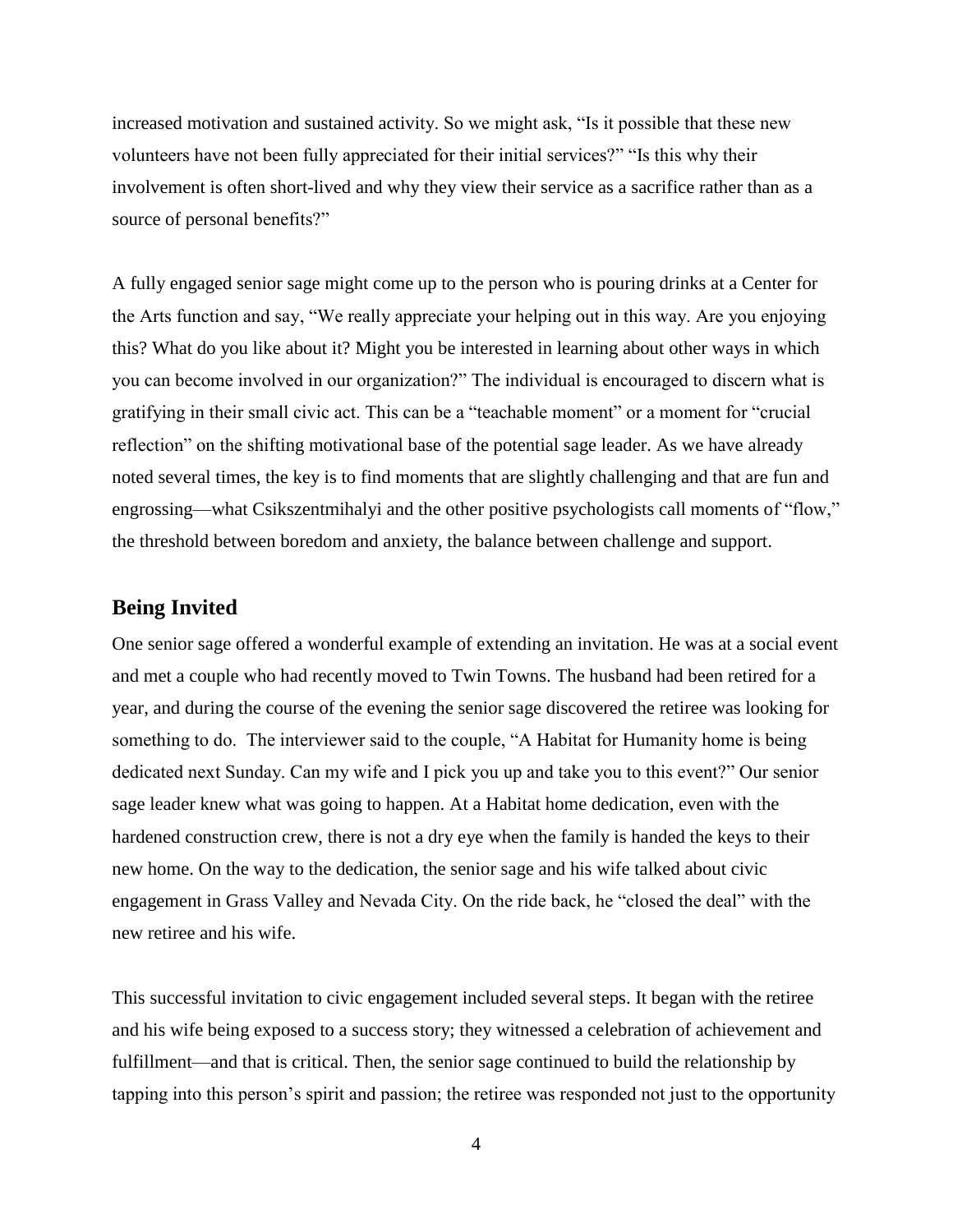increased motivation and sustained activity. So we might ask, "Is it possible that these new volunteers have not been fully appreciated for their initial services?" "Is this why their involvement is often short-lived and why they view their service as a sacrifice rather than as a source of personal benefits?"

A fully engaged senior sage might come up to the person who is pouring drinks at a Center for the Arts function and say, "We really appreciate your helping out in this way. Are you enjoying this? What do you like about it? Might you be interested in learning about other ways in which you can become involved in our organization?" The individual is encouraged to discern what is gratifying in their small civic act. This can be a "teachable moment" or a moment for "crucial reflection" on the shifting motivational base of the potential sage leader. As we have already noted several times, the key is to find moments that are slightly challenging and that are fun and engrossing—what Csikszentmihalyi and the other positive psychologists call moments of "flow," the threshold between boredom and anxiety, the balance between challenge and support.

## Being Invited

One senior sage offered a wonderful example of extending an invitation. He was at a social event and met a couple who had recently moved to Twin Towns. The husband had been retired for a year, and during the course of the evening the senior sage discovered the retiree was looking for something to do. The interviewer said to the couple, "A Habitat for Humanity home is being dedicated next Sunday. Can my wife and I pick you up and take you to this event?" Our senior sage leader knew what was going to happen. At a Habitat home dedication, even with the hardened construction crew, there is not a dry eye when the family is handed the keys to their new home. On the way to the dedication, the senior sage and his wife talked about civic engagement in Grass Valley and Nevada City. On the ride back, he "closed the deal" with the new retiree and his wife.

This successful invitation to civic engagement included several steps. It began with the retiree and his wife being exposed to a success story; they witnessed a celebration of achievement and fulfillment—and that is critical. Then, the senior sage continued to build the relationship by tapping into this person's spirit and passion; the retiree was responded not just to the opportunity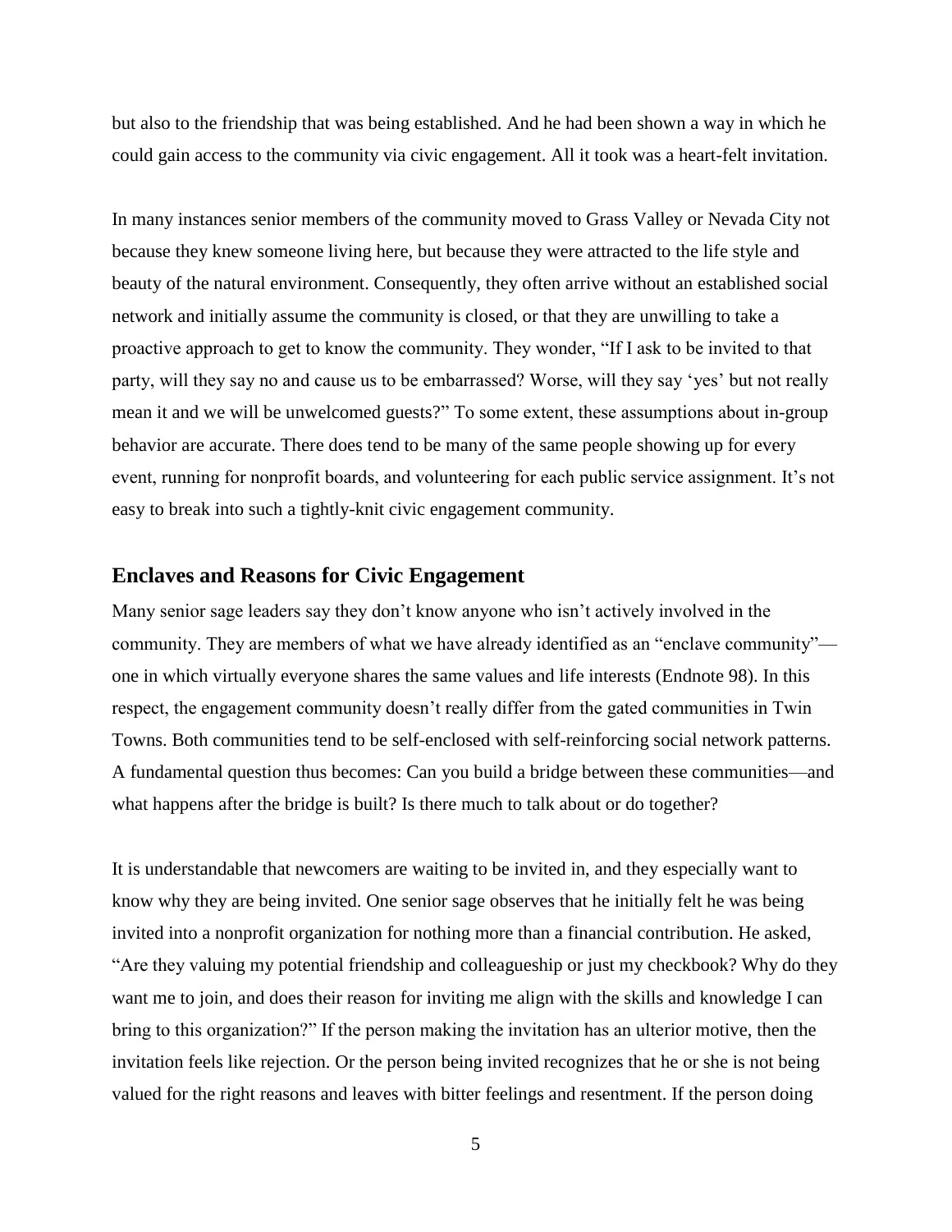but also to the friendship that was being established. And he had been shown a way in which he could gain access to the community via civic engagement. All it took was a heart-felt invitation.

In many instances senior members of the community moved to Grass Valley or Nevada City not because they knew someone living here, but because they were attracted to the life style and beauty of the natural environment. Consequently, they often arrive without an established social network and initially assume the community is closed, or that they are unwilling to take a proactive approach to get to know the community. They wonder, "If I ask to be invited to that party, will they say no and cause us to be embarrassed? Worse, will they say 'yes' but not really mean it and we will be unwelcomed guests?" To some extent, these assumptions about in-group behavior are accurate. There does tend to be many of the same people showing up for every event, running for nonprofit boards, and volunteering for each public service assignment. It's not easy to break into such a tightly-knit civic engagement community.

## Enclaves and Reasons for Civic Engagement

Many senior sage leaders say they don't know anyone who isn't actively involved in the community. They are members of what we have already identified as an "enclave community"—one in which virtually everyone shares the same values and life interests (Endnote 98). In this respect, the engagement community doesn't really differ from the gated communities in Twin Towns. Both communities tend to be self-enclosed with self-reinforcing social network patterns. A fundamental question thus becomes: Can you build a bridge between these communities—and what happens after the bridge is built? Is there much to talk about or do together?

It is understandable that newcomers are waiting to be invited in, and they especially want to know why they are being invited. One senior sage observes that he initially felt he was being invited into a nonprofit organization for nothing more than a financial contribution. He asked, "Are they valuing my potential friendship and colleagueship or just my checkbook? Why do they want me to join, and does their reason for inviting me align with the skills and knowledge I can bring to this organization?" If the person making the invitation has an ulterior motive, then the invitation feels like rejection. Or the person being invited recognizes that he or she is not being valued for the right reasons and leaves with bitter feelings and resentment. If the person doing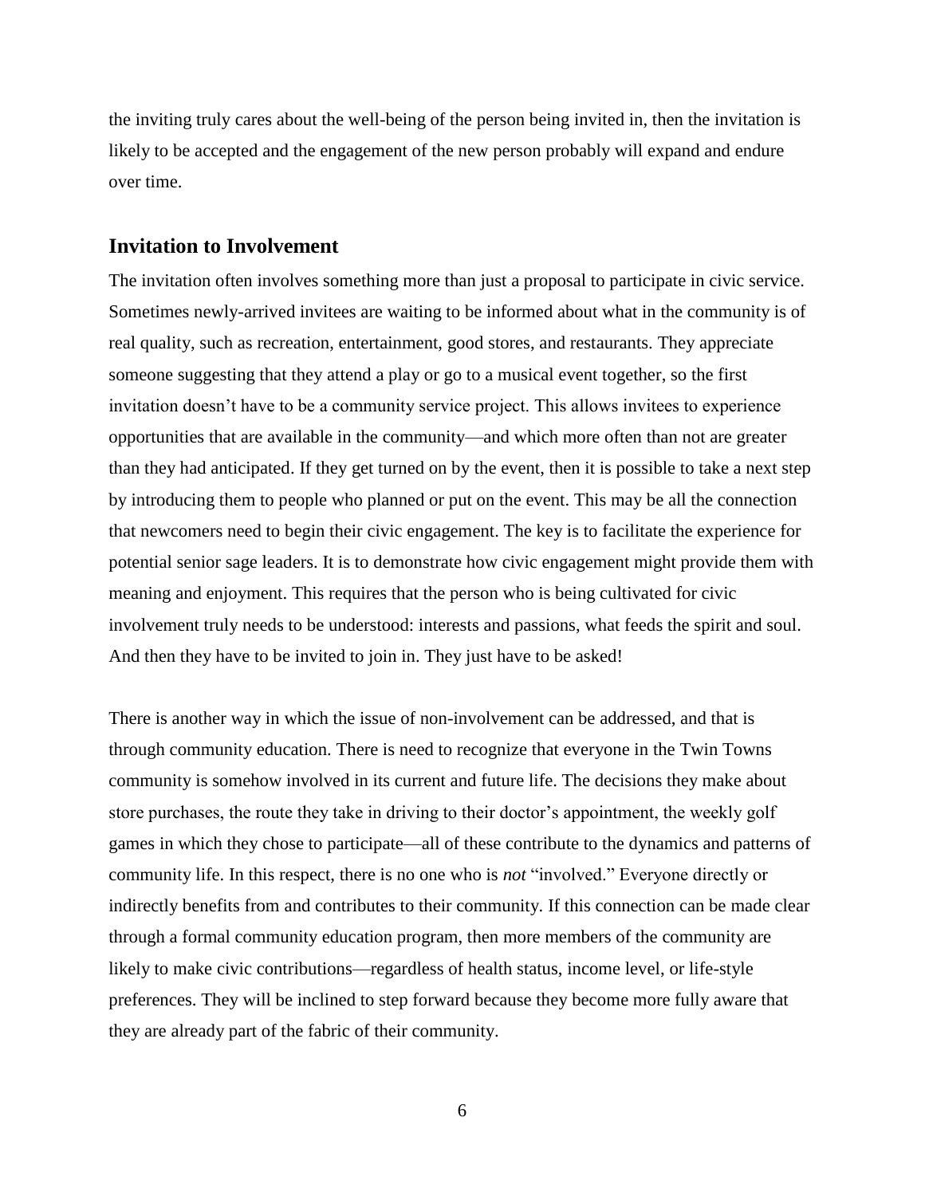the inviting truly cares about the well-being of the person being invited in, then the invitation is likely to be accepted and the engagement of the new person probably will expand and endure over time.

## Invitation to Involvement

The invitation often involves something more than just a proposal to participate in civic service. Sometimes newly-arrived invitees are waiting to be informed about what in the community is of real quality, such as recreation, entertainment, good stores, and restaurants. They appreciate someone suggesting that they attend a play or go to a musical event together, so the first invitation doesn't have to be a community service project. This allows invitees to experience opportunities that are available in the community—and which more often than not are greater than they had anticipated. If they get turned on by the event, then it is possible to take a next step by introducing them to people who planned or put on the event. This may be all the connection that newcomers need to begin their civic engagement. The key is to facilitate the experience for potential senior sage leaders. It is to demonstrate how civic engagement might provide them with meaning and enjoyment. This requires that the person who is being cultivated for civic involvement truly needs to be understood: interests and passions, what feeds the spirit and soul. And then they have to be invited to join in. They just have to be asked!

There is another way in which the issue of non-involvement can be addressed, and that is through community education. There is need to recognize that everyone in the Twin Towns community is somehow involved in its current and future life. The decisions they make about store purchases, the route they take in driving to their doctor's appointment, the weekly golf games in which they chose to participate—all of these contribute to the dynamics and patterns of community life. In this respect, there is no one who is *not* "involved." Everyone directly or indirectly benefits from and contributes to their community. If this connection can be made clear through a formal community education program, then more members of the community are likely to make civic contributions—regardless of health status, income level, or life-style preferences. They will be inclined to step forward because they become more fully aware that they are already part of the fabric of their community.